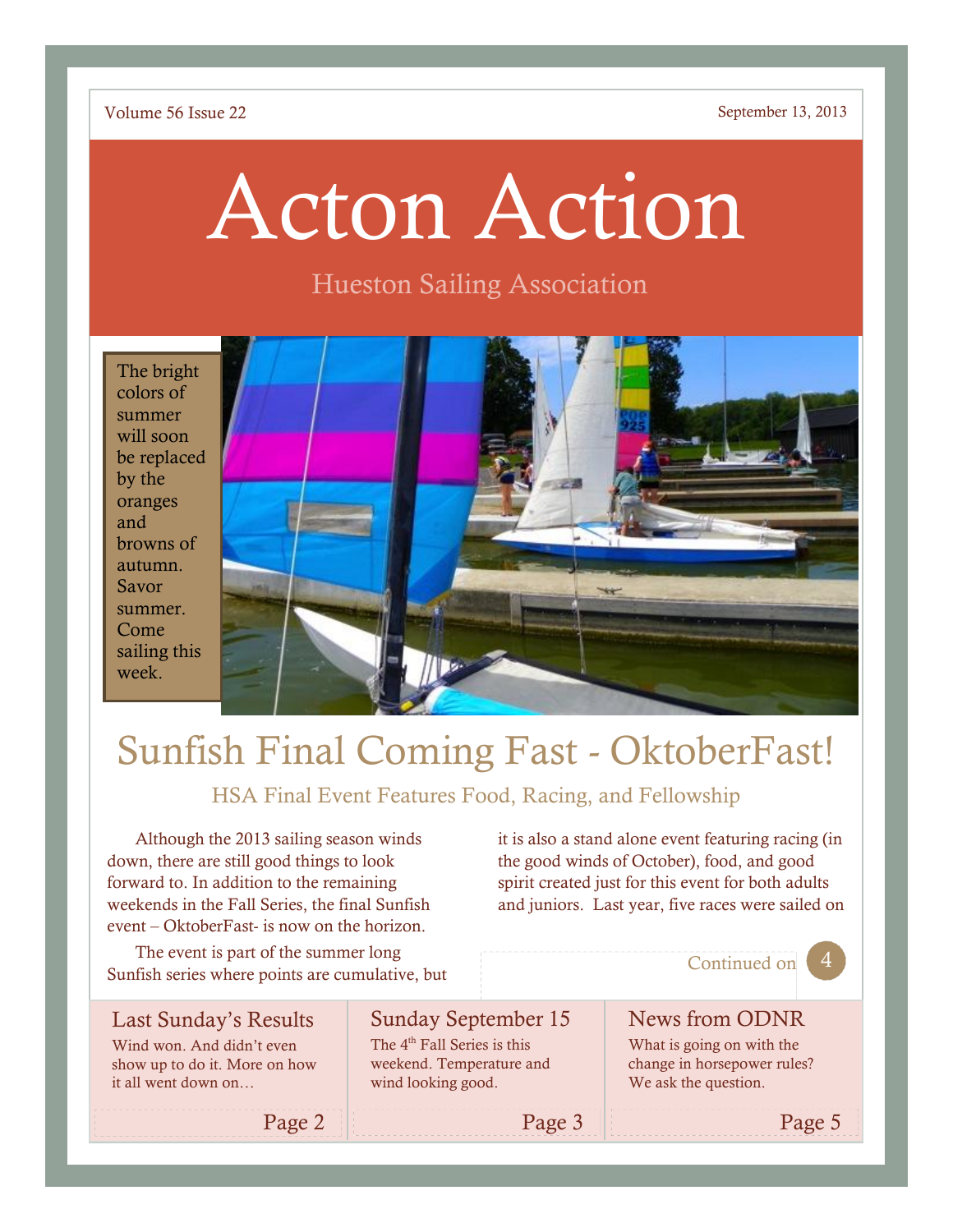Volume 56 Issue 22 September 13, 2013

# Acton Action

Hueston Sailing Association

The bright colors of summer will soon be replaced by the oranges and browns of autumn. Savor summer. Come sailing this week.

## Sunfish Final Coming Fast - OktoberFast!

### HSA Final Event Features Food, Racing, and Fellowship

Although the 2013 sailing season winds down, there are still good things to look forward to. In addition to the remaining weekends in the Fall Series, the final Sunfish event – OktoberFast- is now on the horizon.

The event is part of the summer long Sunfish series where points are cumulative, but it is also a stand alone event featuring racing (in the good winds of October), food, and good spirit created just for this event for both adults and juniors. Last year, five races were sailed on

Continued on 4

### Last Sunday's Results

Wind won. And didn't even show up to do it. More on how it all went down on…

Page 2

### Sunday September 15

The 4th Fall Series is this weekend. Temperature and wind looking good.

Page 3

### News from ODNR

What is going on with the change in horsepower rules? We ask the question.

Page 5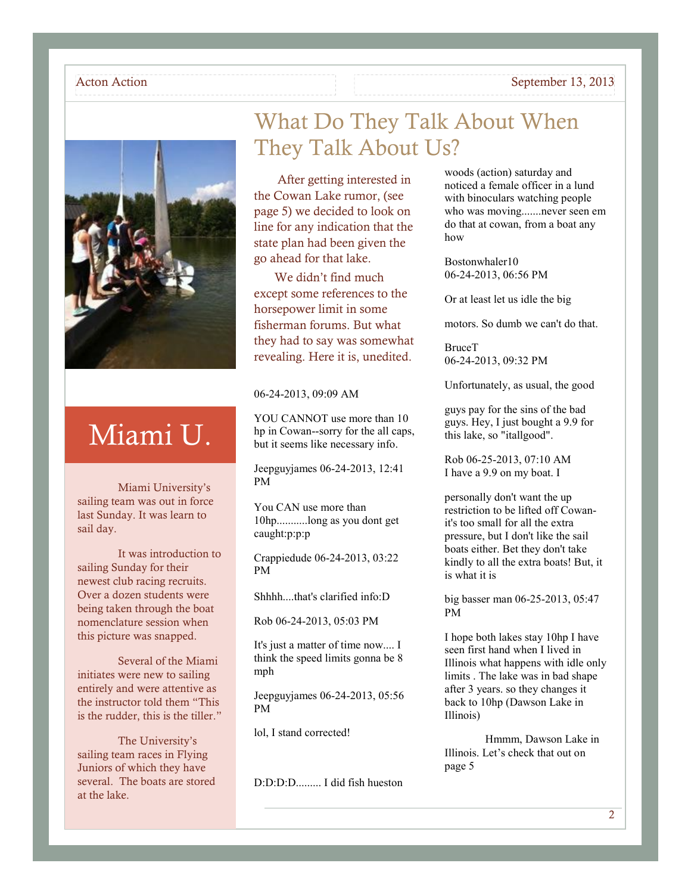# What Do They Talk About When They Talk About Us?

After getting interested in the Cowan Lake rumor, (see page 5) we decided to look on line for any indication that the state plan had been given the go ahead for that lake.

We didn't find much except some references to the horsepower limit in some fisherman forums. But what they had to say was somewhat revealing. Here it is, unedited.

06-24-2013, 09:09 AM

YOU CANNOT use more than 10 hp in Cowan--sorry for the all caps, but it seems like necessary info.

Jeepguyjames 06-24-2013, 12:41 PM

You CAN use more than 10hp...........long as you dont get caught:p:p:p

Crappiedude 06-24-2013, 03:22 PM

Shhhh....that's clarified info:D

Rob 06-24-2013, 05:03 PM

It's just a matter of time now.... I think the speed limits gonna be 8 mph

Jeepguyjames 06-24-2013, 05:56 PM

lol, I stand corrected!

D:D:D:D......... I did fish hueston woods (action) saturday and noticed a female officer in a lund with binoculars watching people who was moving.......never seen em do that at cowan, from a boat any how

Bostonwhaler10
06-24-2013, 06:56 PM

Or at least let us idle the big

motors. So dumb we can't do that.

BruceT
06-24-2013, 09:32 PM

Unfortunately, as usual, the good

guys pay for the sins of the bad guys. Hey, I just bought a 9.9 for this lake, so "itallgood".

Rob 06-25-2013, 07:10 AM
I have a 9.9 on my boat. I

personally don't want the up restriction to be lifted off Cowan- it's too small for all the extra pressure, but I don't like the sail boats either. Bet they don't take kindly to all the extra boats! But, it is what it is

big basser man 06-25-2013, 05:47 PM

I hope both lakes stay 10hp I have seen first hand when I lived in Illinois what happens with idle only limits . The lake was in bad shape after 3 years. so they changes it back to 10hp (Dawson Lake in Illinois)

Hmmm, Dawson Lake in Illinois. Let's check that out on page 5

## Miami U.

Miami University's sailing team was out in force last Sunday. It was learn to sail day.

It was introduction to sailing Sunday for their newest club racing recruits. Over a dozen students were being taken through the boat nomenclature session when this picture was snapped.

Several of the Miami initiates were new to sailing entirely and were attentive as the instructor told them "This is the rudder, this is the tiller."

The University's sailing team races in Flying Juniors of which they have several. The boats are stored at the lake.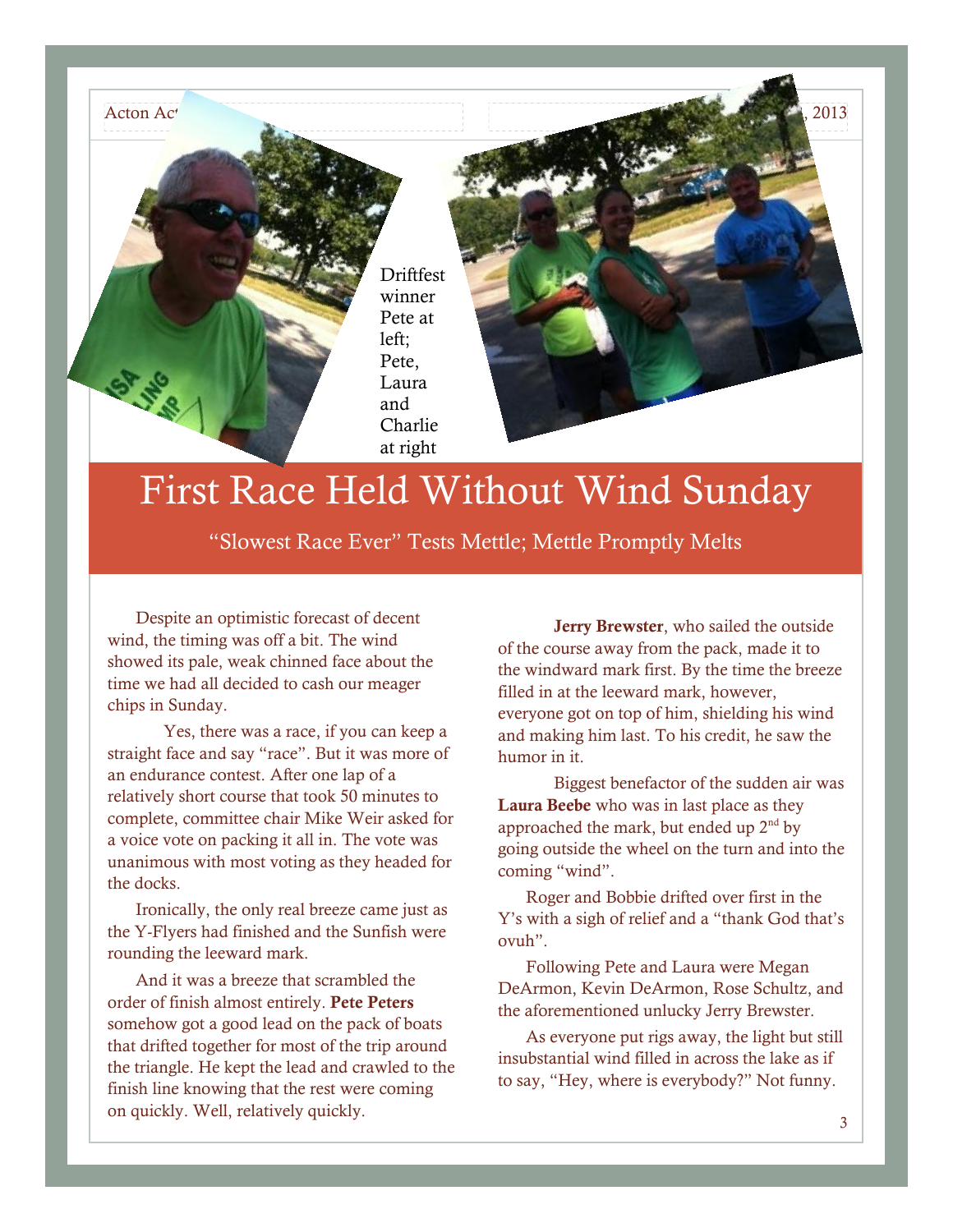Driftfest winner Pete at left; Pete, Laura and Charlie at right

# First Race Held Without Wind Sunday

“Slowest Race Ever” Tests Mettle; Mettle Promptly Melts

Despite an optimistic forecast of decent wind, the timing was off a bit. The wind showed its pale, weak chinned face about the time we had all decided to cash our meager chips in Sunday.

Yes, there was a race, if you can keep a straight face and say “race”. But it was more of an endurance contest. After one lap of a relatively short course that took 50 minutes to complete, committee chair Mike Weir asked for a voice vote on packing it all in. The vote was unanimous with most voting as they headed for the docks.

Ironically, the only real breeze came just as the Y-Flyers had finished and the Sunfish were rounding the leeward mark.

And it was a breeze that scrambled the order of finish almost entirely. **Pete Peters** somehow got a good lead on the pack of boats that drifted together for most of the trip around the triangle. He kept the lead and crawled to the finish line knowing that the rest were coming on quickly. Well, relatively quickly.

**Jerry Brewster**, who sailed the outside of the course away from the pack, made it to the windward mark first. By the time the breeze filled in at the leeward mark, however, everyone got on top of him, shielding his wind and making him last. To his credit, he saw the humor in it.

Biggest benefactor of the sudden air was **Laura Beebe** who was in last place as they approached the mark, but ended up 2nd by going outside the wheel on the turn and into the coming “wind”.

Roger and Bobbie drifted over first in the Y’s with a sigh of relief and a “thank God that’s ovuh”.

Following Pete and Laura were Megan DeArmon, Kevin DeArmon, Rose Schultz, and the aforementioned unlucky Jerry Brewster.

As everyone put rigs away, the light but still insubstantial wind filled in across the lake as if to say, “Hey, where is everybody?” Not funny.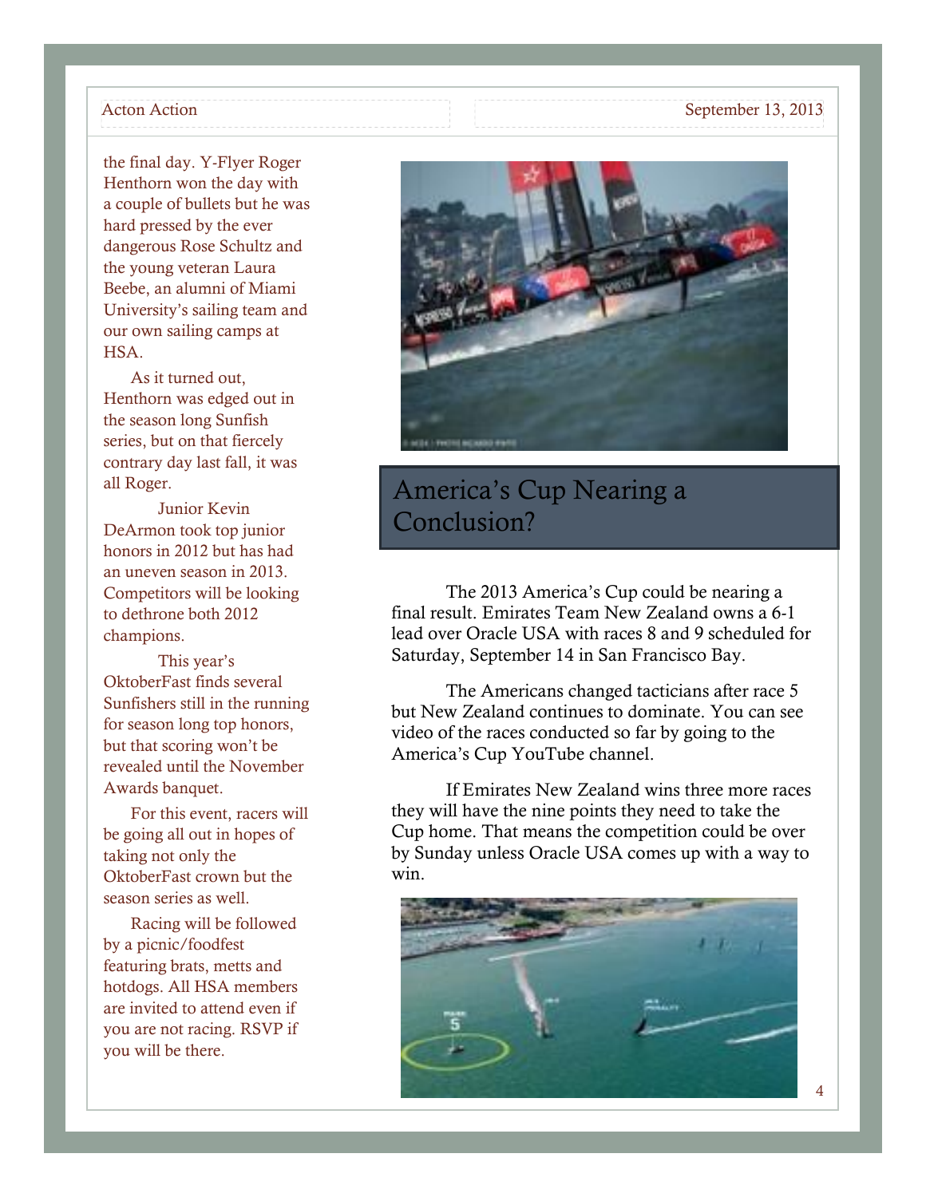the final day. Y-Flyer Roger Henthorn won the day with a couple of bullets but he was hard pressed by the ever dangerous Rose Schultz and the young veteran Laura Beebe, an alumni of Miami University's sailing team and our own sailing camps at HSA.

As it turned out, Henthorn was edged out in the season long Sunfish series, but on that fiercely contrary day last fall, it was all Roger.

Junior Kevin DeArmon took top junior honors in 2012 but has had an uneven season in 2013. Competitors will be looking to dethrone both 2012 champions.

This year's OktoberFast finds several Sunfishers still in the running for season long top honors, but that scoring won't be revealed until the November Awards banquet.

For this event, racers will be going all out in hopes of taking not only the OktoberFast crown but the season series as well.

Racing will be followed by a picnic/foodfest featuring brats, metts and hotdogs. All HSA members are invited to attend even if you are not racing. RSVP if you will be there.

## America's Cup Nearing a Conclusion?

The 2013 America's Cup could be nearing a final result. Emirates Team New Zealand owns a 6-1 lead over Oracle USA with races 8 and 9 scheduled for Saturday, September 14 in San Francisco Bay.

The Americans changed tacticians after race 5 but New Zealand continues to dominate. You can see video of the races conducted so far by going to the America's Cup YouTube channel.

If Emirates New Zealand wins three more races they will have the nine points they need to take the Cup home. That means the competition could be over by Sunday unless Oracle USA comes up with a way to win.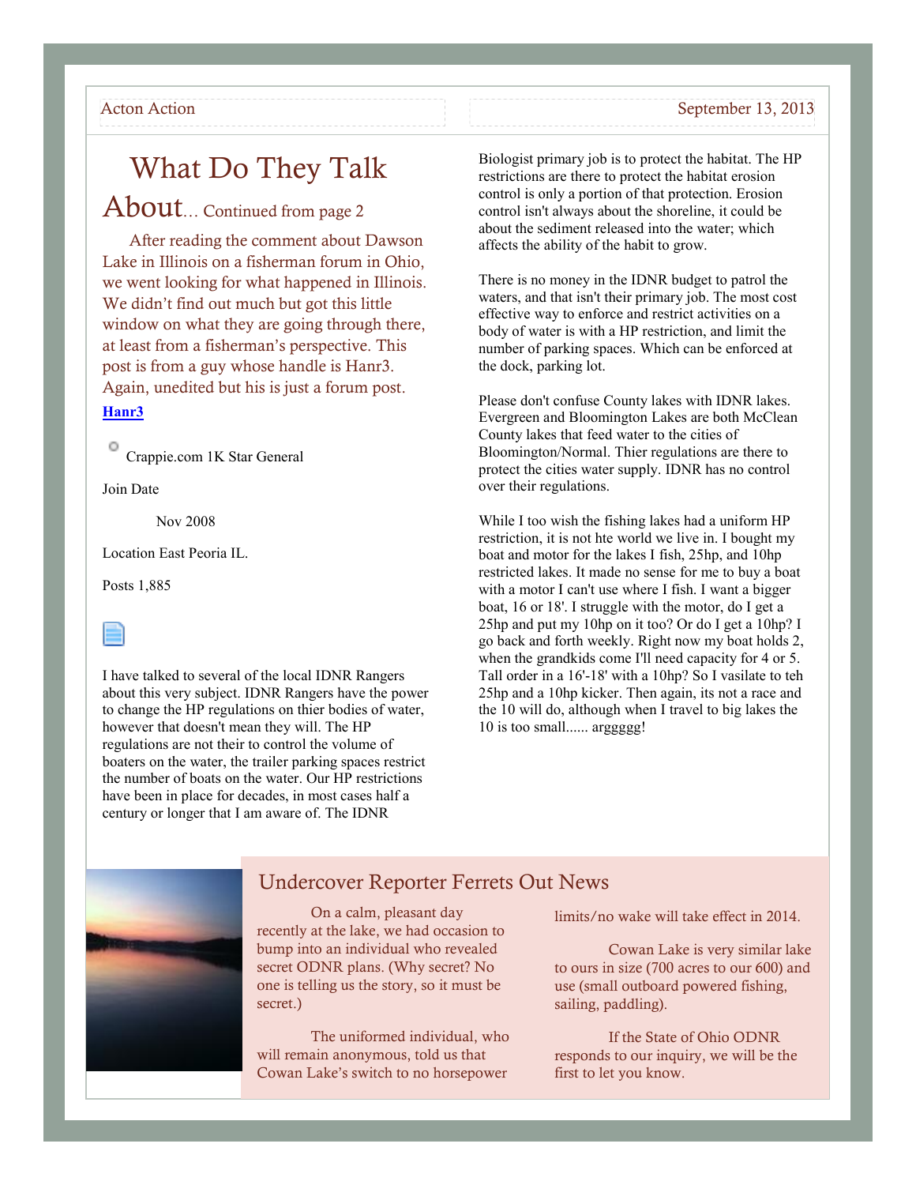# What Do They Talk About… Continued from page 2

After reading the comment about Dawson Lake in Illinois on a fisherman forum in Ohio, we went looking for what happened in Illinois. We didn't find out much but got this little window on what they are going through there, at least from a fisherman's perspective. This post is from a guy whose handle is Hanr3. Again, unedited but his is just a forum post.

**Hanr3**

Crappie.com 1K Star General

Join Date

Nov 2008

Location East Peoria IL.

Posts 1,885

I have talked to several of the local IDNR Rangers about this very subject. IDNR Rangers have the power to change the HP regulations on thier bodies of water, however that doesn't mean they will. The HP regulations are not their to control the volume of boaters on the water, the trailer parking spaces restrict the number of boats on the water. Our HP restrictions have been in place for decades, in most cases half a century or longer that I am aware of. The IDNR Biologist primary job is to protect the habitat. The HP restrictions are there to protect the habitat erosion control is only a portion of that protection. Erosion control isn't always about the shoreline, it could be about the sediment released into the water; which affects the ability of the habit to grow.

There is no money in the IDNR budget to patrol the waters, and that isn't their primary job. The most cost effective way to enforce and restrict activities on a body of water is with a HP restriction, and limit the number of parking spaces. Which can be enforced at the dock, parking lot.

Please don't confuse County lakes with IDNR lakes. Evergreen and Bloomington Lakes are both McClean County lakes that feed water to the cities of Bloomington/Normal. Thier regulations are there to protect the cities water supply. IDNR has no control over their regulations.

While I too wish the fishing lakes had a uniform HP restriction, it is not hte world we live in. I bought my boat and motor for the lakes I fish, 25hp, and 10hp restricted lakes. It made no sense for me to buy a boat with a motor I can't use where I fish. I want a bigger boat, 16 or 18'. I struggle with the motor, do I get a 25hp and put my 10hp on it too? Or do I get a 10hp? I go back and forth weekly. Right now my boat holds 2, when the grandkids come I'll need capacity for 4 or 5. Tall order in a 16'-18' with a 10hp? So I vasilate to teh 25hp and a 10hp kicker. Then again, its not a race and the 10 will do, although when I travel to big lakes the 10 is too small...... arggggg!

## Undercover Reporter Ferrets Out News

On a calm, pleasant day recently at the lake, we had occasion to bump into an individual who revealed secret ODNR plans. (Why secret? No one is telling us the story, so it must be secret.)

The uniformed individual, who will remain anonymous, told us that Cowan Lake's switch to no horsepower limits/no wake will take effect in 2014.

Cowan Lake is very similar lake to ours in size (700 acres to our 600) and use (small outboard powered fishing, sailing, paddling).

If the State of Ohio ODNR responds to our inquiry, we will be the first to let you know.